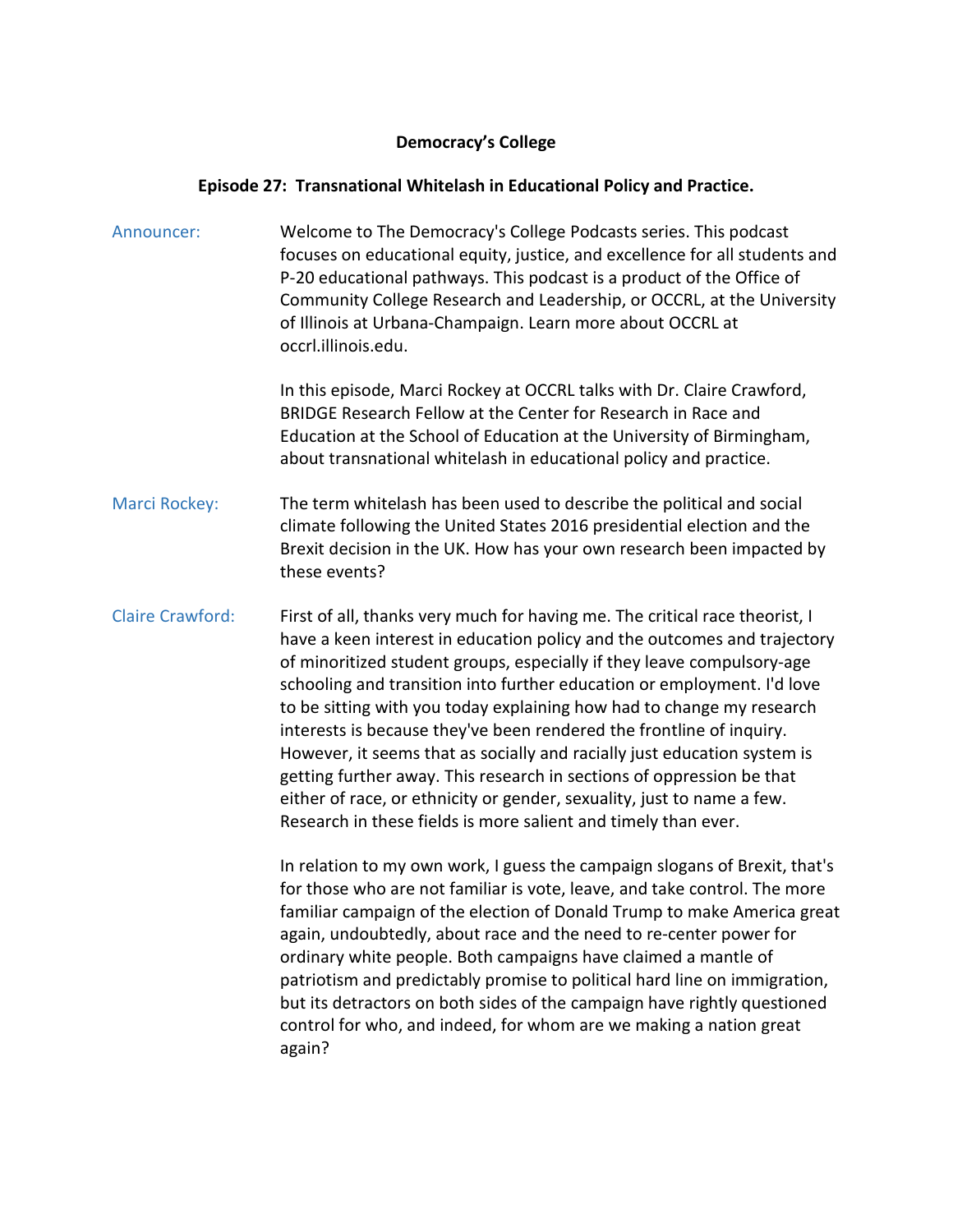**Democracy's College**

**Episode 27: Transnational Whitelash in Educational Policy and Practice.**

Announcer: Welcome to The Democracy's College Podcasts series. This podcast focuses on educational equity, justice, and excellence for all students and P-20 educational pathways. This podcast is a product of the Office of Community College Research and Leadership, or OCCRL, at the University of Illinois at Urbana-Champaign. Learn more about OCCRL at occrl.illinois.edu.

In this episode, Marci Rockey at OCCRL talks with Dr. Claire Crawford, BRIDGE Research Fellow at the Center for Research in Race and Education at the School of Education at the University of Birmingham, about transnational whitelash in educational policy and practice.

Marci Rockey: The term whitelash has been used to describe the political and social climate following the United States 2016 presidential election and the Brexit decision in the UK. How has your own research been impacted by these events?

Claire Crawford: First of all, thanks very much for having me. The critical race theorist, I have a keen interest in education policy and the outcomes and trajectory of minoritized student groups, especially if they leave compulsory-age schooling and transition into further education or employment. I'd love to be sitting with you today explaining how had to change my research interests is because they've been rendered the frontline of inquiry. However, it seems that as socially and racially just education system is getting further away. This research in sections of oppression be that either of race, or ethnicity or gender, sexuality, just to name a few. Research in these fields is more salient and timely than ever.

In relation to my own work, I guess the campaign slogans of Brexit, that's for those who are not familiar is vote, leave, and take control. The more familiar campaign of the election of Donald Trump to make America great again, undoubtedly, about race and the need to re-center power for ordinary white people. Both campaigns have claimed a mantle of patriotism and predictably promise to political hard line on immigration, but its detractors on both sides of the campaign have rightly questioned control for who, and indeed, for whom are we making a nation great again?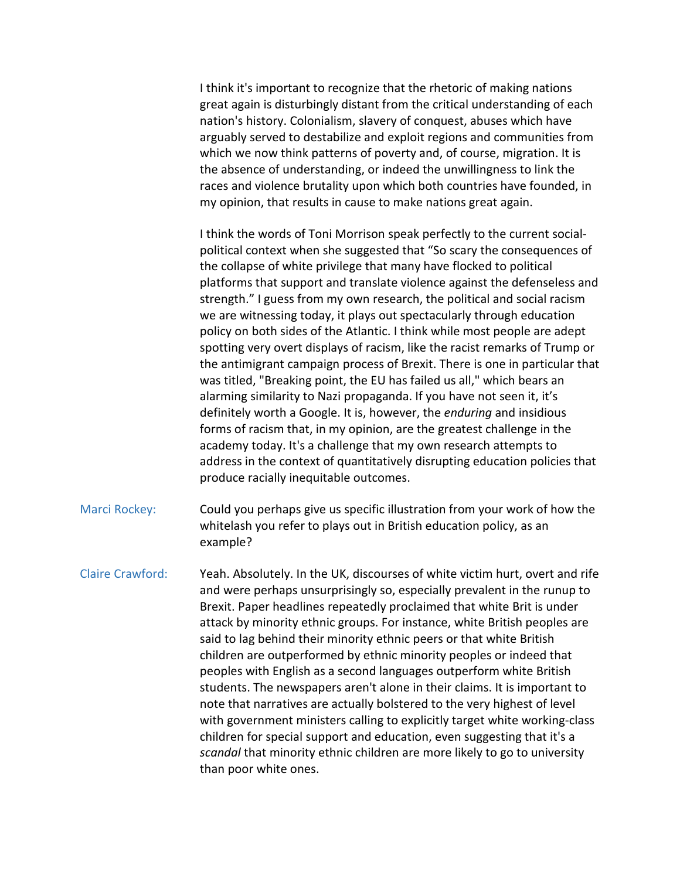I think it's important to recognize that the rhetoric of making nations great again is disturbingly distant from the critical understanding of each nation's history. Colonialism, slavery of conquest, abuses which have arguably served to destabilize and exploit regions and communities from which we now think patterns of poverty and, of course, migration. It is the absence of understanding, or indeed the unwillingness to link the races and violence brutality upon which both countries have founded, in my opinion, that results in cause to make nations great again.

I think the words of Toni Morrison speak perfectly to the current social-political context when she suggested that "So scary the consequences of the collapse of white privilege that many have flocked to political platforms that support and translate violence against the defenseless and strength." I guess from my own research, the political and social racism we are witnessing today, it plays out spectacularly through education policy on both sides of the Atlantic. I think while most people are adept spotting very overt displays of racism, like the racist remarks of Trump or the antimigrant campaign process of Brexit. There is one in particular that was titled, "Breaking point, the EU has failed us all," which bears an alarming similarity to Nazi propaganda. If you have not seen it, it's definitely worth a Google. It is, however, the *enduring* and insidious forms of racism that, in my opinion, are the greatest challenge in the academy today. It's a challenge that my own research attempts to address in the context of quantitatively disrupting education policies that produce racially inequitable outcomes.

Marci Rockey: Could you perhaps give us specific illustration from your work of how the whitelash you refer to plays out in British education policy, as an example?

Claire Crawford: Yeah. Absolutely. In the UK, discourses of white victim hurt, overt and rife and were perhaps unsurprisingly so, especially prevalent in the runup to Brexit. Paper headlines repeatedly proclaimed that white Brit is under attack by minority ethnic groups. For instance, white British peoples are said to lag behind their minority ethnic peers or that white British children are outperformed by ethnic minority peoples or indeed that peoples with English as a second languages outperform white British students. The newspapers aren't alone in their claims. It is important to note that narratives are actually bolstered to the very highest of level with government ministers calling to explicitly target white working-class children for special support and education, even suggesting that it's a *scandal* that minority ethnic children are more likely to go to university than poor white ones.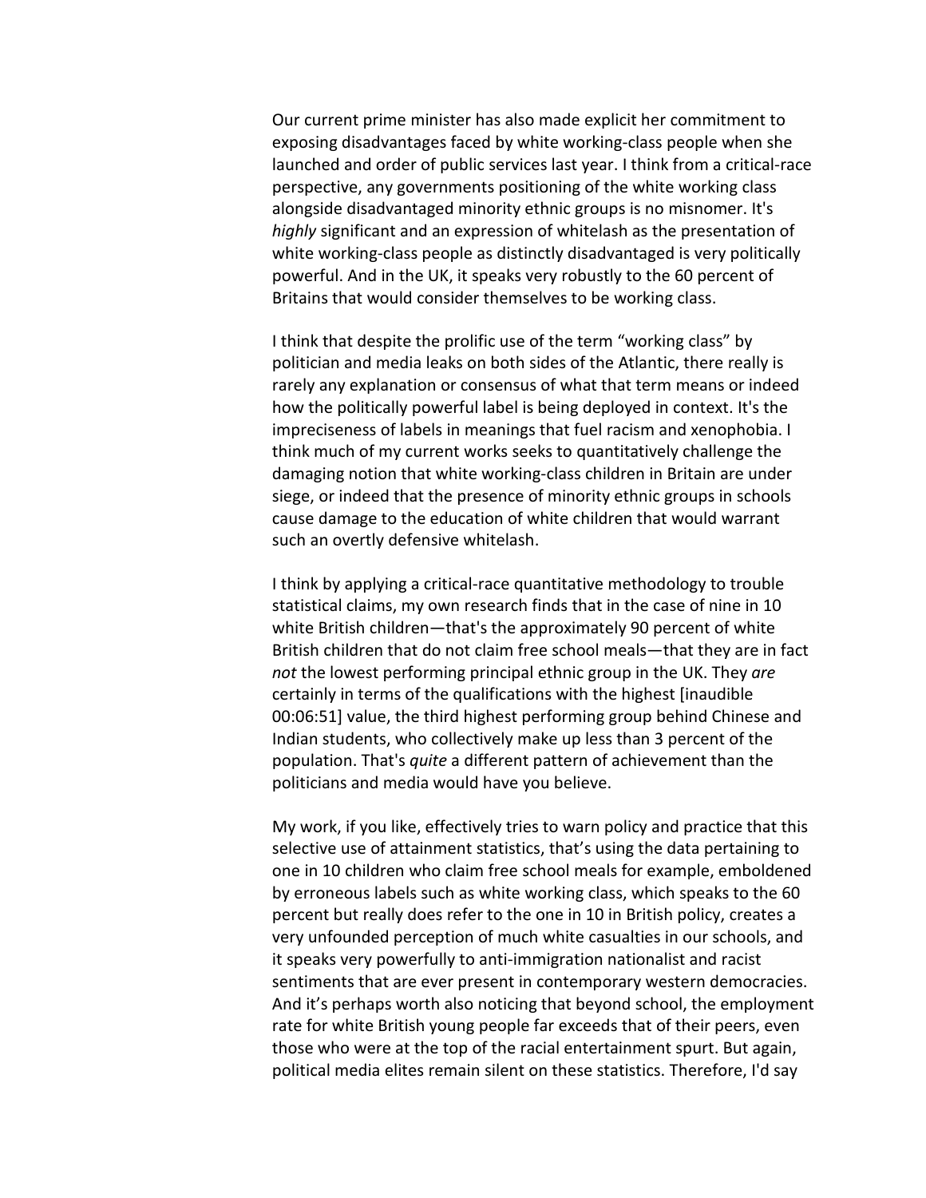Our current prime minister has also made explicit her commitment to exposing disadvantages faced by white working-class people when she launched and order of public services last year. I think from a critical-race perspective, any governments positioning of the white working class alongside disadvantaged minority ethnic groups is no misnomer. It's *highly* significant and an expression of whitelash as the presentation of white working-class people as distinctly disadvantaged is very politically powerful. And in the UK, it speaks very robustly to the 60 percent of Britains that would consider themselves to be working class.

I think that despite the prolific use of the term "working class" by politician and media leaks on both sides of the Atlantic, there really is rarely any explanation or consensus of what that term means or indeed how the politically powerful label is being deployed in context. It's the impreciseness of labels in meanings that fuel racism and xenophobia. I think much of my current works seeks to quantitatively challenge the damaging notion that white working-class children in Britain are under siege, or indeed that the presence of minority ethnic groups in schools cause damage to the education of white children that would warrant such an overtly defensive whitelash.

I think by applying a critical-race quantitative methodology to trouble statistical claims, my own research finds that in the case of nine in 10 white British children—that's the approximately 90 percent of white British children that do not claim free school meals—that they are in fact *not* the lowest performing principal ethnic group in the UK. They *are* certainly in terms of the qualifications with the highest [inaudible 00:06:51] value, the third highest performing group behind Chinese and Indian students, who collectively make up less than 3 percent of the population. That's *quite* a different pattern of achievement than the politicians and media would have you believe.

My work, if you like, effectively tries to warn policy and practice that this selective use of attainment statistics, that's using the data pertaining to one in 10 children who claim free school meals for example, emboldened by erroneous labels such as white working class, which speaks to the 60 percent but really does refer to the one in 10 in British policy, creates a very unfounded perception of much white casualties in our schools, and it speaks very powerfully to anti-immigration nationalist and racist sentiments that are ever present in contemporary western democracies. And it's perhaps worth also noticing that beyond school, the employment rate for white British young people far exceeds that of their peers, even those who were at the top of the racial entertainment spurt. But again, political media elites remain silent on these statistics. Therefore, I'd say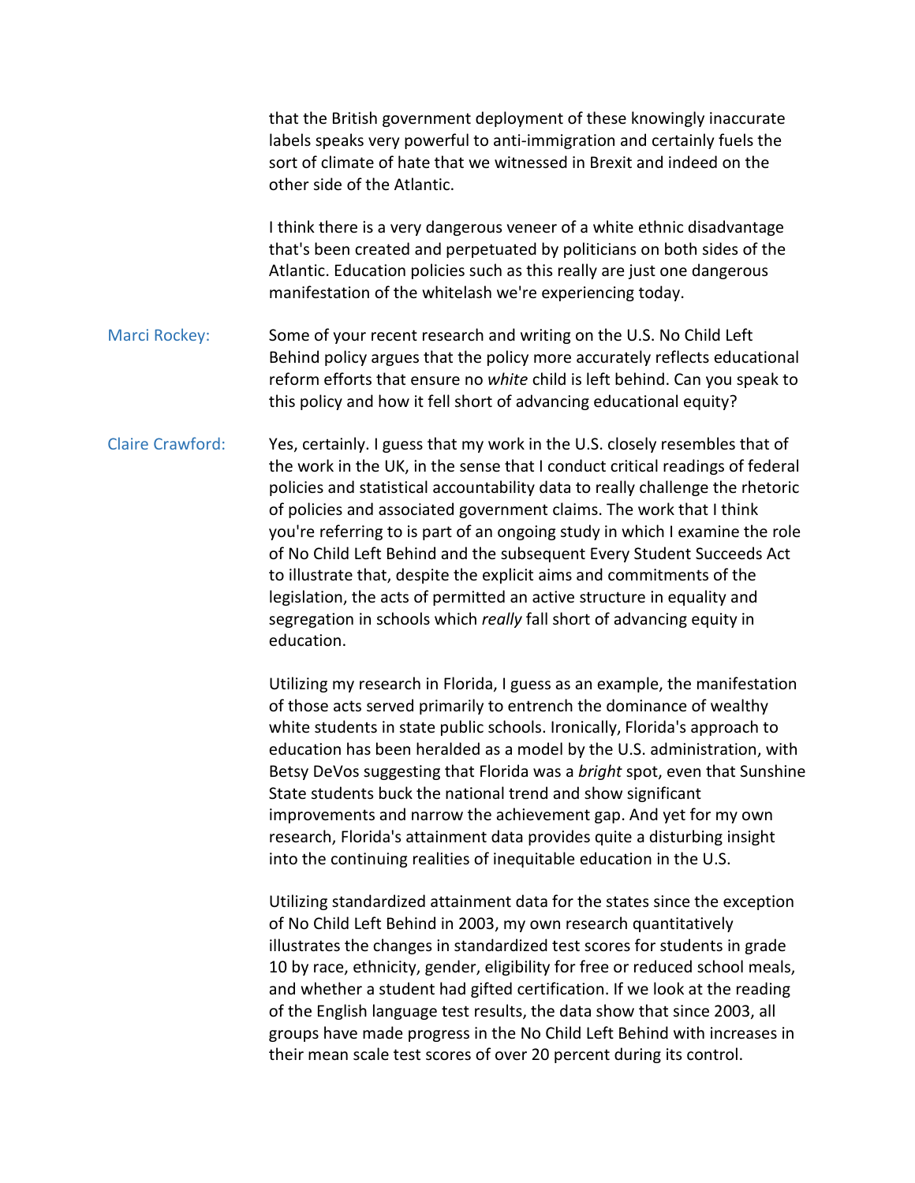that the British government deployment of these knowingly inaccurate labels speaks very powerful to anti-immigration and certainly fuels the sort of climate of hate that we witnessed in Brexit and indeed on the other side of the Atlantic.

I think there is a very dangerous veneer of a white ethnic disadvantage that's been created and perpetuated by politicians on both sides of the Atlantic. Education policies such as this really are just one dangerous manifestation of the whitelash we're experiencing today.

**Marci Rockey:** Some of your recent research and writing on the U.S. No Child Left Behind policy argues that the policy more accurately reflects educational reform efforts that ensure no *white* child is left behind. Can you speak to this policy and how it fell short of advancing educational equity?

**Claire Crawford:** Yes, certainly. I guess that my work in the U.S. closely resembles that of the work in the UK, in the sense that I conduct critical readings of federal policies and statistical accountability data to really challenge the rhetoric of policies and associated government claims. The work that I think you're referring to is part of an ongoing study in which I examine the role of No Child Left Behind and the subsequent Every Student Succeeds Act to illustrate that, despite the explicit aims and commitments of the legislation, the acts of permitted an active structure in equality and segregation in schools which *really* fall short of advancing equity in education.

Utilizing my research in Florida, I guess as an example, the manifestation of those acts served primarily to entrench the dominance of wealthy white students in state public schools. Ironically, Florida's approach to education has been heralded as a model by the U.S. administration, with Betsy DeVos suggesting that Florida was a *bright* spot, even that Sunshine State students buck the national trend and show significant improvements and narrow the achievement gap. And yet for my own research, Florida's attainment data provides quite a disturbing insight into the continuing realities of inequitable education in the U.S.

Utilizing standardized attainment data for the states since the exception of No Child Left Behind in 2003, my own research quantitatively illustrates the changes in standardized test scores for students in grade 10 by race, ethnicity, gender, eligibility for free or reduced school meals, and whether a student had gifted certification. If we look at the reading of the English language test results, the data show that since 2003, all groups have made progress in the No Child Left Behind with increases in their mean scale test scores of over 20 percent during its control.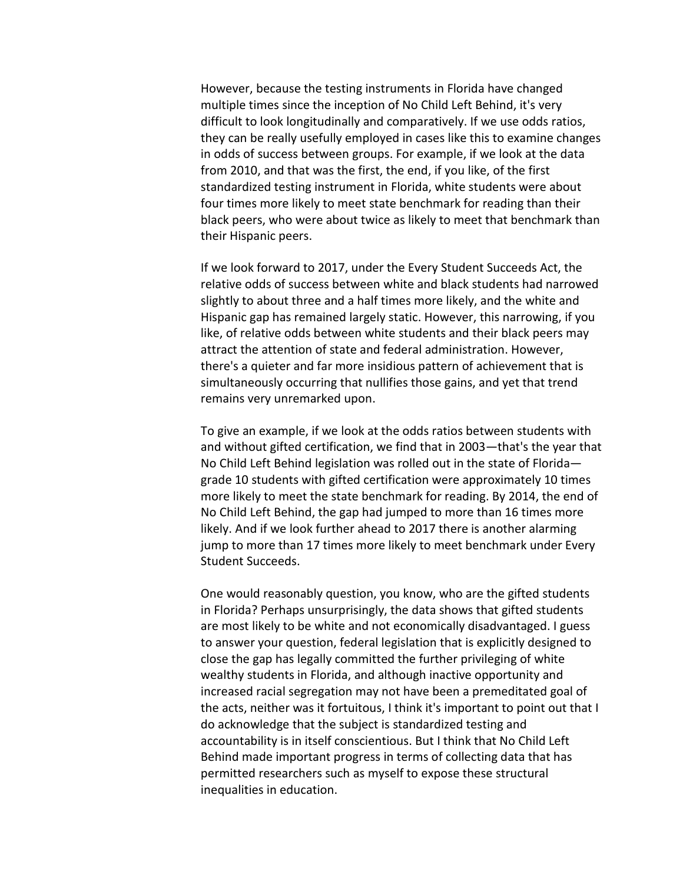However, because the testing instruments in Florida have changed multiple times since the inception of No Child Left Behind, it's very difficult to look longitudinally and comparatively. If we use odds ratios, they can be really usefully employed in cases like this to examine changes in odds of success between groups. For example, if we look at the data from 2010, and that was the first, the end, if you like, of the first standardized testing instrument in Florida, white students were about four times more likely to meet state benchmark for reading than their black peers, who were about twice as likely to meet that benchmark than their Hispanic peers.

If we look forward to 2017, under the Every Student Succeeds Act, the relative odds of success between white and black students had narrowed slightly to about three and a half times more likely, and the white and Hispanic gap has remained largely static. However, this narrowing, if you like, of relative odds between white students and their black peers may attract the attention of state and federal administration. However, there's a quieter and far more insidious pattern of achievement that is simultaneously occurring that nullifies those gains, and yet that trend remains very unremarked upon.

To give an example, if we look at the odds ratios between students with and without gifted certification, we find that in 2003—that's the year that No Child Left Behind legislation was rolled out in the state of Florida—grade 10 students with gifted certification were approximately 10 times more likely to meet the state benchmark for reading. By 2014, the end of No Child Left Behind, the gap had jumped to more than 16 times more likely. And if we look further ahead to 2017 there is another alarming jump to more than 17 times more likely to meet benchmark under Every Student Succeeds.

One would reasonably question, you know, who are the gifted students in Florida? Perhaps unsurprisingly, the data shows that gifted students are most likely to be white and not economically disadvantaged. I guess to answer your question, federal legislation that is explicitly designed to close the gap has legally committed the further privileging of white wealthy students in Florida, and although inactive opportunity and increased racial segregation may not have been a premeditated goal of the acts, neither was it fortuitous, I think it's important to point out that I do acknowledge that the subject is standardized testing and accountability is in itself conscientious. But I think that No Child Left Behind made important progress in terms of collecting data that has permitted researchers such as myself to expose these structural inequalities in education.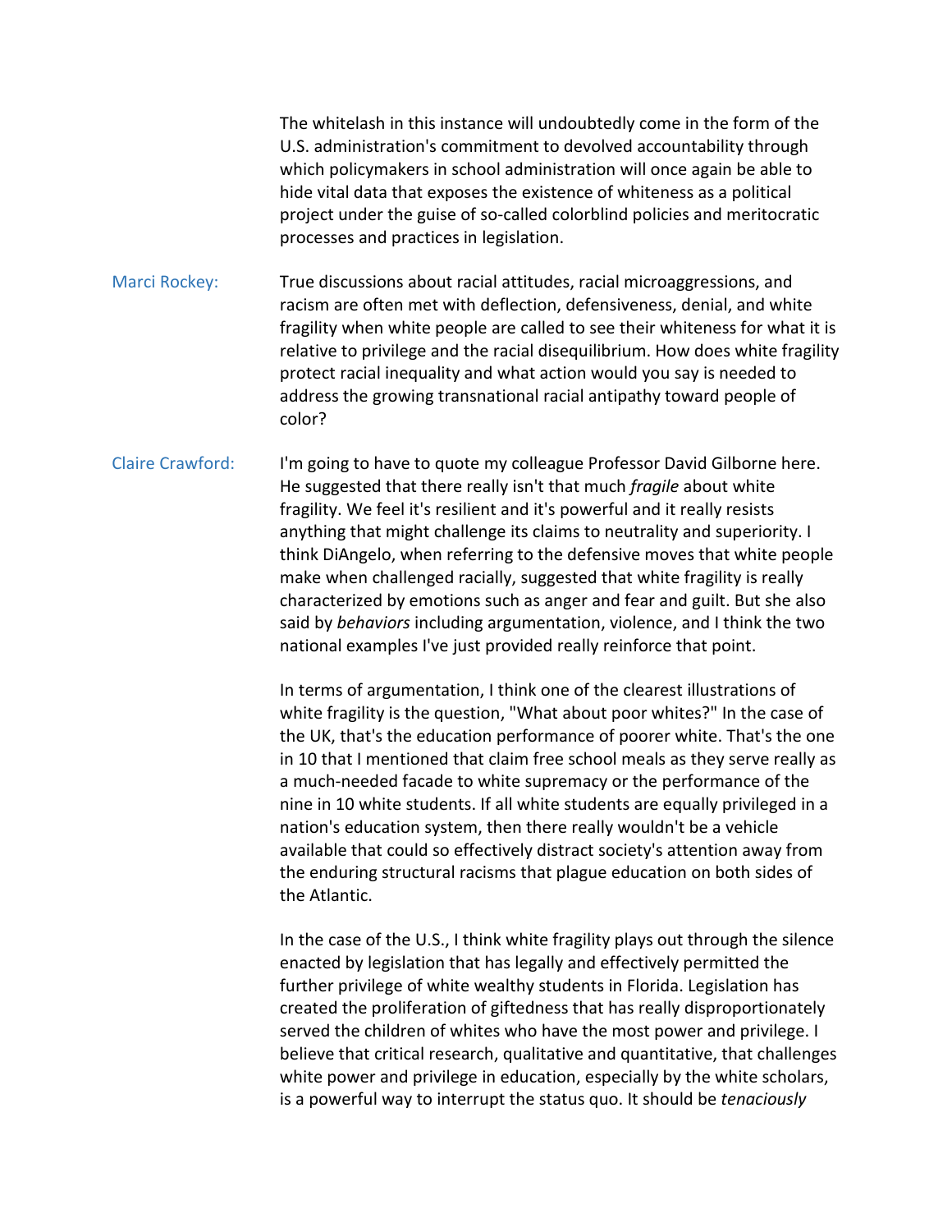The whitelash in this instance will undoubtedly come in the form of the U.S. administration's commitment to devolved accountability through which policymakers in school administration will once again be able to hide vital data that exposes the existence of whiteness as a political project under the guise of so-called colorblind policies and meritocratic processes and practices in legislation.

Marci Rockey: True discussions about racial attitudes, racial microaggressions, and racism are often met with deflection, defensiveness, denial, and white fragility when white people are called to see their whiteness for what it is relative to privilege and the racial disequilibrium. How does white fragility protect racial inequality and what action would you say is needed to address the growing transnational racial antipathy toward people of color?

Claire Crawford: I'm going to have to quote my colleague Professor David Gilborne here. He suggested that there really isn't that much *fragile* about white fragility. We feel it's resilient and it's powerful and it really resists anything that might challenge its claims to neutrality and superiority. I think DiAngelo, when referring to the defensive moves that white people make when challenged racially, suggested that white fragility is really characterized by emotions such as anger and fear and guilt. But she also said by *behaviors* including argumentation, violence, and I think the two national examples I've just provided really reinforce that point.

In terms of argumentation, I think one of the clearest illustrations of white fragility is the question, "What about poor whites?" In the case of the UK, that's the education performance of poorer white. That's the one in 10 that I mentioned that claim free school meals as they serve really as a much-needed facade to white supremacy or the performance of the nine in 10 white students. If all white students are equally privileged in a nation's education system, then there really wouldn't be a vehicle available that could so effectively distract society's attention away from the enduring structural racisms that plague education on both sides of the Atlantic.

In the case of the U.S., I think white fragility plays out through the silence enacted by legislation that has legally and effectively permitted the further privilege of white wealthy students in Florida. Legislation has created the proliferation of giftedness that has really disproportionately served the children of whites who have the most power and privilege. I believe that critical research, qualitative and quantitative, that challenges white power and privilege in education, especially by the white scholars, is a powerful way to interrupt the status quo. It should be *tenaciously*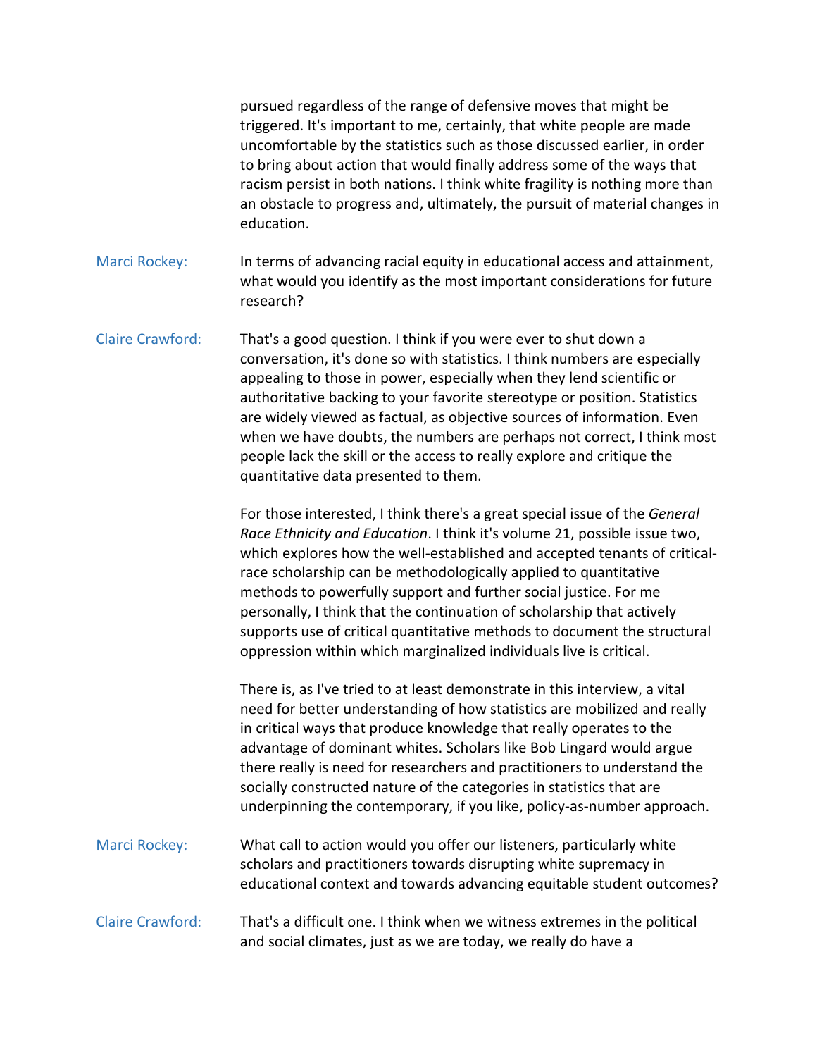pursued regardless of the range of defensive moves that might be triggered. It's important to me, certainly, that white people are made uncomfortable by the statistics such as those discussed earlier, in order to bring about action that would finally address some of the ways that racism persist in both nations. I think white fragility is nothing more than an obstacle to progress and, ultimately, the pursuit of material changes in education.

Marci Rockey: In terms of advancing racial equity in educational access and attainment, what would you identify as the most important considerations for future research?

Claire Crawford: That's a good question. I think if you were ever to shut down a conversation, it's done so with statistics. I think numbers are especially appealing to those in power, especially when they lend scientific or authoritative backing to your favorite stereotype or position. Statistics are widely viewed as factual, as objective sources of information. Even when we have doubts, the numbers are perhaps not correct, I think most people lack the skill or the access to really explore and critique the quantitative data presented to them.

For those interested, I think there's a great special issue of the *General Race Ethnicity and Education*. I think it's volume 21, possible issue two, which explores how the well-established and accepted tenants of critical-race scholarship can be methodologically applied to quantitative methods to powerfully support and further social justice. For me personally, I think that the continuation of scholarship that actively supports use of critical quantitative methods to document the structural oppression within which marginalized individuals live is critical.

There is, as I've tried to at least demonstrate in this interview, a vital need for better understanding of how statistics are mobilized and really in critical ways that produce knowledge that really operates to the advantage of dominant whites. Scholars like Bob Lingard would argue there really is need for researchers and practitioners to understand the socially constructed nature of the categories in statistics that are underpinning the contemporary, if you like, policy-as-number approach.

Marci Rockey: What call to action would you offer our listeners, particularly white scholars and practitioners towards disrupting white supremacy in educational context and towards advancing equitable student outcomes?

Claire Crawford: That's a difficult one. I think when we witness extremes in the political and social climates, just as we are today, we really do have a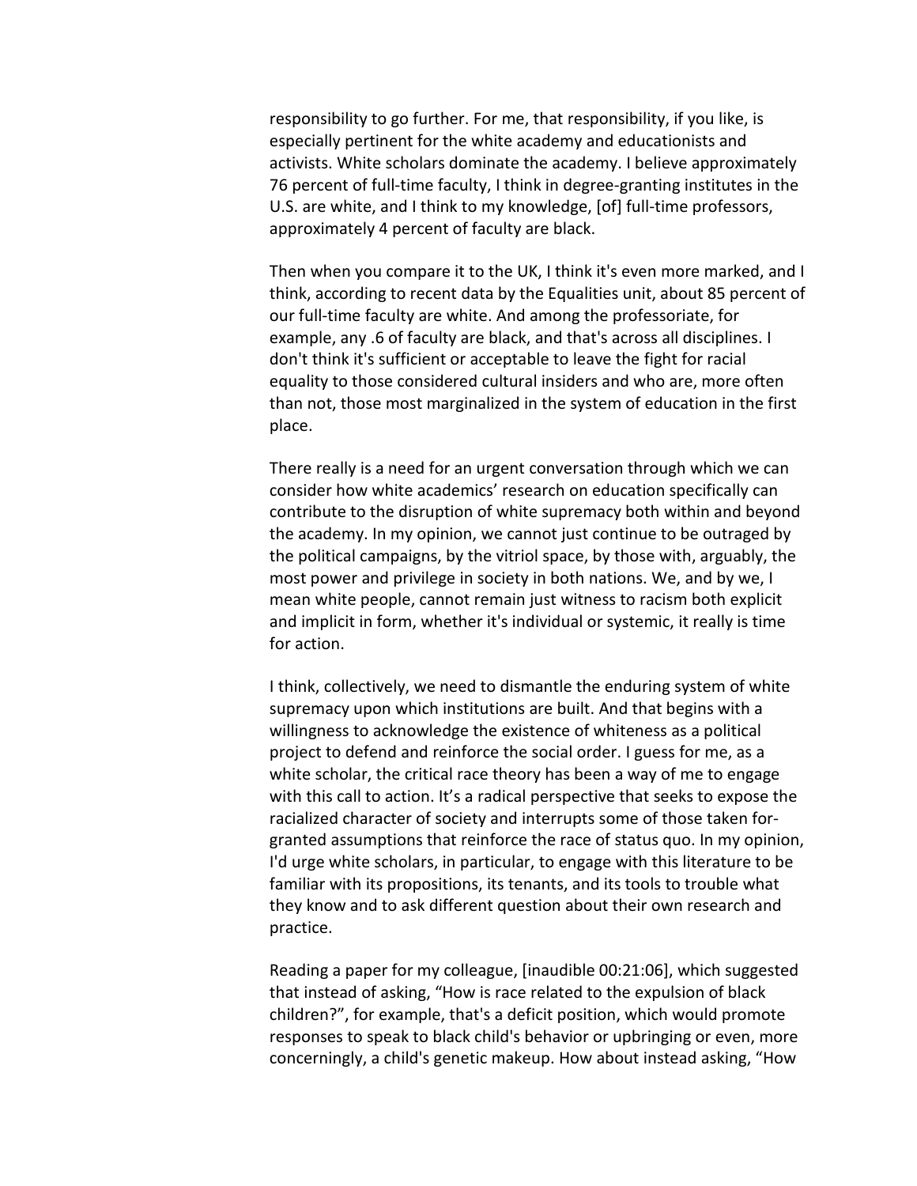responsibility to go further. For me, that responsibility, if you like, is especially pertinent for the white academy and educationists and activists. White scholars dominate the academy. I believe approximately 76 percent of full-time faculty, I think in degree-granting institutes in the U.S. are white, and I think to my knowledge, [of] full-time professors, approximately 4 percent of faculty are black.

Then when you compare it to the UK, I think it's even more marked, and I think, according to recent data by the Equalities unit, about 85 percent of our full-time faculty are white. And among the professoriate, for example, any .6 of faculty are black, and that's across all disciplines. I don't think it's sufficient or acceptable to leave the fight for racial equality to those considered cultural insiders and who are, more often than not, those most marginalized in the system of education in the first place.

There really is a need for an urgent conversation through which we can consider how white academics' research on education specifically can contribute to the disruption of white supremacy both within and beyond the academy. In my opinion, we cannot just continue to be outraged by the political campaigns, by the vitriol space, by those with, arguably, the most power and privilege in society in both nations. We, and by we, I mean white people, cannot remain just witness to racism both explicit and implicit in form, whether it's individual or systemic, it really is time for action.

I think, collectively, we need to dismantle the enduring system of white supremacy upon which institutions are built. And that begins with a willingness to acknowledge the existence of whiteness as a political project to defend and reinforce the social order. I guess for me, as a white scholar, the critical race theory has been a way of me to engage with this call to action. It's a radical perspective that seeks to expose the racialized character of society and interrupts some of those taken for-granted assumptions that reinforce the race of status quo. In my opinion, I'd urge white scholars, in particular, to engage with this literature to be familiar with its propositions, its tenants, and its tools to trouble what they know and to ask different question about their own research and practice.

Reading a paper for my colleague, [inaudible 00:21:06], which suggested that instead of asking, "How is race related to the expulsion of black children?", for example, that's a deficit position, which would promote responses to speak to black child's behavior or upbringing or even, more concerningly, a child's genetic makeup. How about instead asking, "How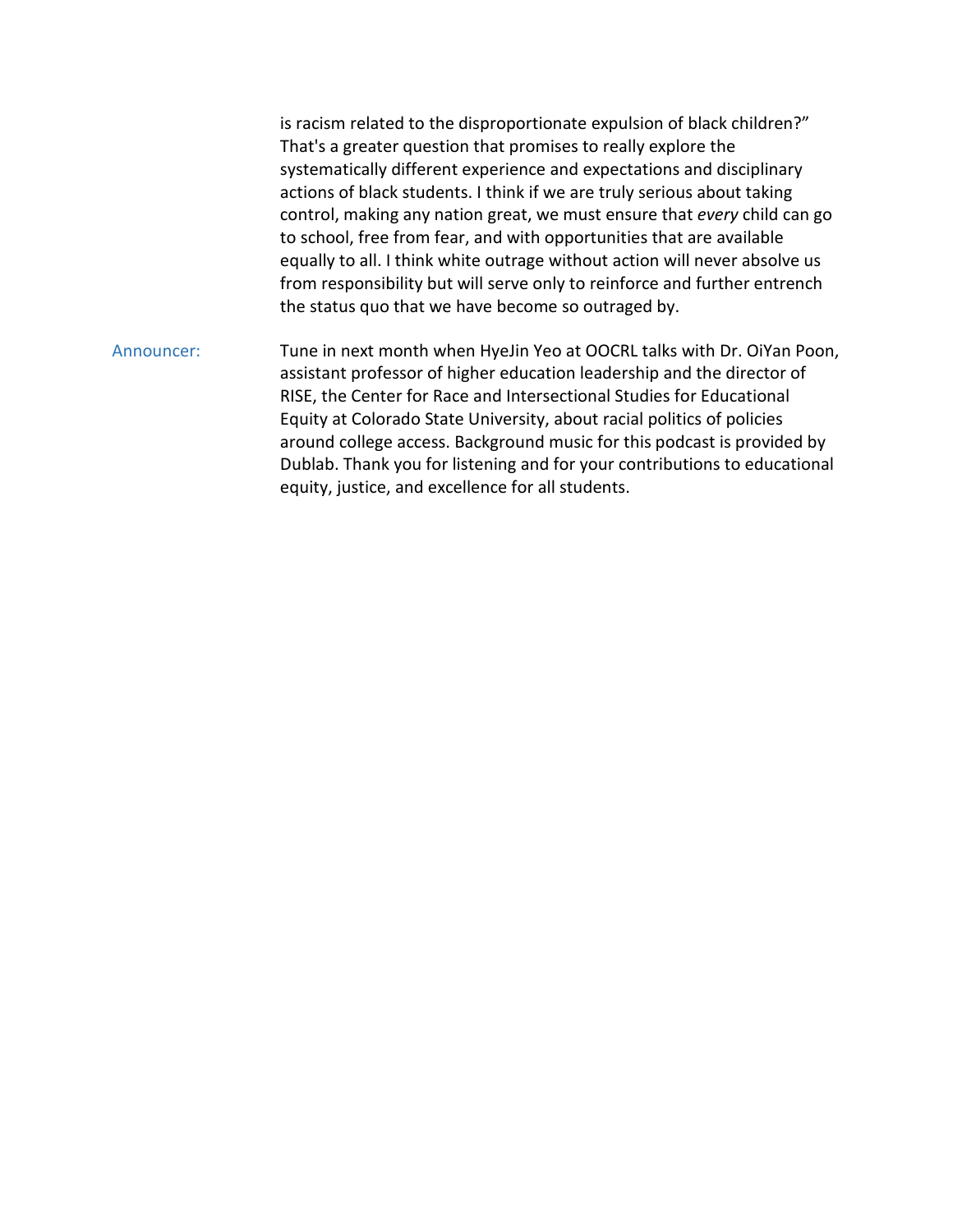is racism related to the disproportionate expulsion of black children?" That's a greater question that promises to really explore the systematically different experience and expectations and disciplinary actions of black students. I think if we are truly serious about taking control, making any nation great, we must ensure that *every* child can go to school, free from fear, and with opportunities that are available equally to all. I think white outrage without action will never absolve us from responsibility but will serve only to reinforce and further entrench the status quo that we have become so outraged by.

Announcer: Tune in next month when HyeJin Yeo at OOCRL talks with Dr. OiYan Poon, assistant professor of higher education leadership and the director of RISE, the Center for Race and Intersectional Studies for Educational Equity at Colorado State University, about racial politics of policies around college access. Background music for this podcast is provided by Dublab. Thank you for listening and for your contributions to educational equity, justice, and excellence for all students.